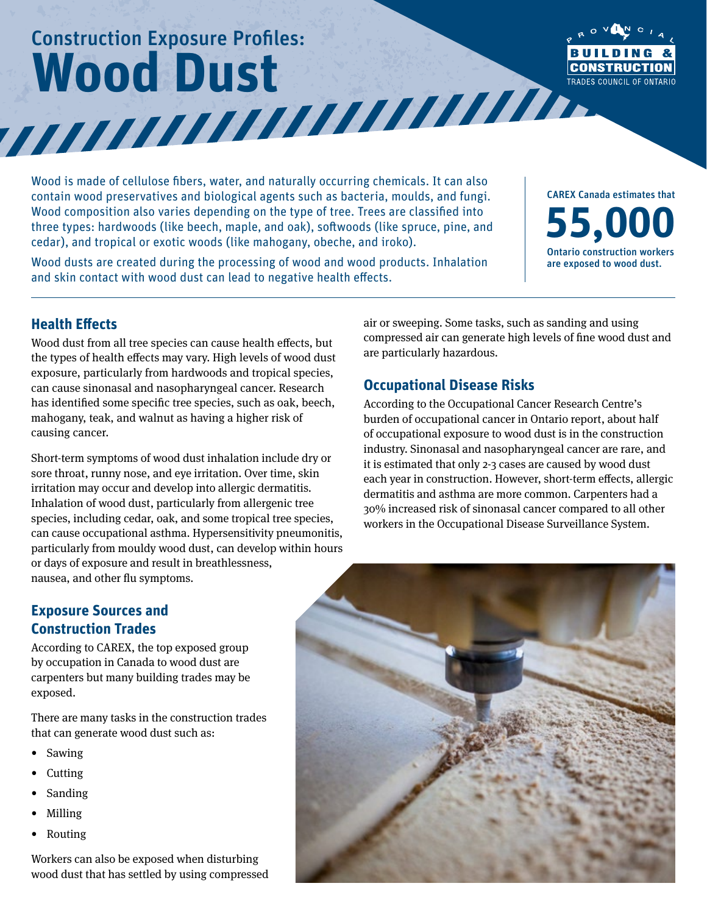# Construction Exposure Profiles: Wood Dust

Provincial Building & Construction Trades Council of Ontario

Wood is made of cellulose fibers, water, and naturally occurring chemicals. It can also contain wood preservatives and biological agents such as bacteria, moulds, and fungi. Wood composition also varies depending on the type of tree. Trees are classified into three types: hardwoods (like beech, maple, and oak), softwoods (like spruce, pine, and cedar), and tropical or exotic woods (like mahogany, obeche, and iroko).

Wood dusts are created during the processing of wood and wood products. Inhalation and skin contact with wood dust can lead to negative health effects.

CAREX Canada estimates that **55,000** Ontario construction workers are exposed to wood dust.

## Health Effects

Wood dust from all tree species can cause health effects, but the types of health effects may vary. High levels of wood dust exposure, particularly from hardwoods and tropical species, can cause sinonasal and nasopharyngeal cancer. Research has identified some specific tree species, such as oak, beech, mahogany, teak, and walnut as having a higher risk of causing cancer.

Short-term symptoms of wood dust inhalation include dry or sore throat, runny nose, and eye irritation. Over time, skin irritation may occur and develop into allergic dermatitis. Inhalation of wood dust, particularly from allergenic tree species, including cedar, oak, and some tropical tree species, can cause occupational asthma. Hypersensitivity pneumonitis, particularly from mouldy wood dust, can develop within hours or days of exposure and result in breathlessness, nausea, and other flu symptoms.

## Exposure Sources and Construction Trades

According to CAREX, the top exposed group by occupation in Canada to wood dust are carpenters but many building trades may be exposed.

There are many tasks in the construction trades that can generate wood dust such as:

- Sawing
- Cutting
- Sanding
- Milling
- Routing

Workers can also be exposed when disturbing wood dust that has settled by using compressed air or sweeping. Some tasks, such as sanding and using compressed air can generate high levels of fine wood dust and are particularly hazardous.

## Occupational Disease Risks

According to the Occupational Cancer Research Centre's burden of occupational cancer in Ontario report, about half of occupational exposure to wood dust is in the construction industry. Sinonasal and nasopharyngeal cancer are rare, and it is estimated that only 2-3 cases are caused by wood dust each year in construction. However, short-term effects, allergic dermatitis and asthma are more common. Carpenters had a 30% increased risk of sinonasal cancer compared to all other workers in the Occupational Disease Surveillance System.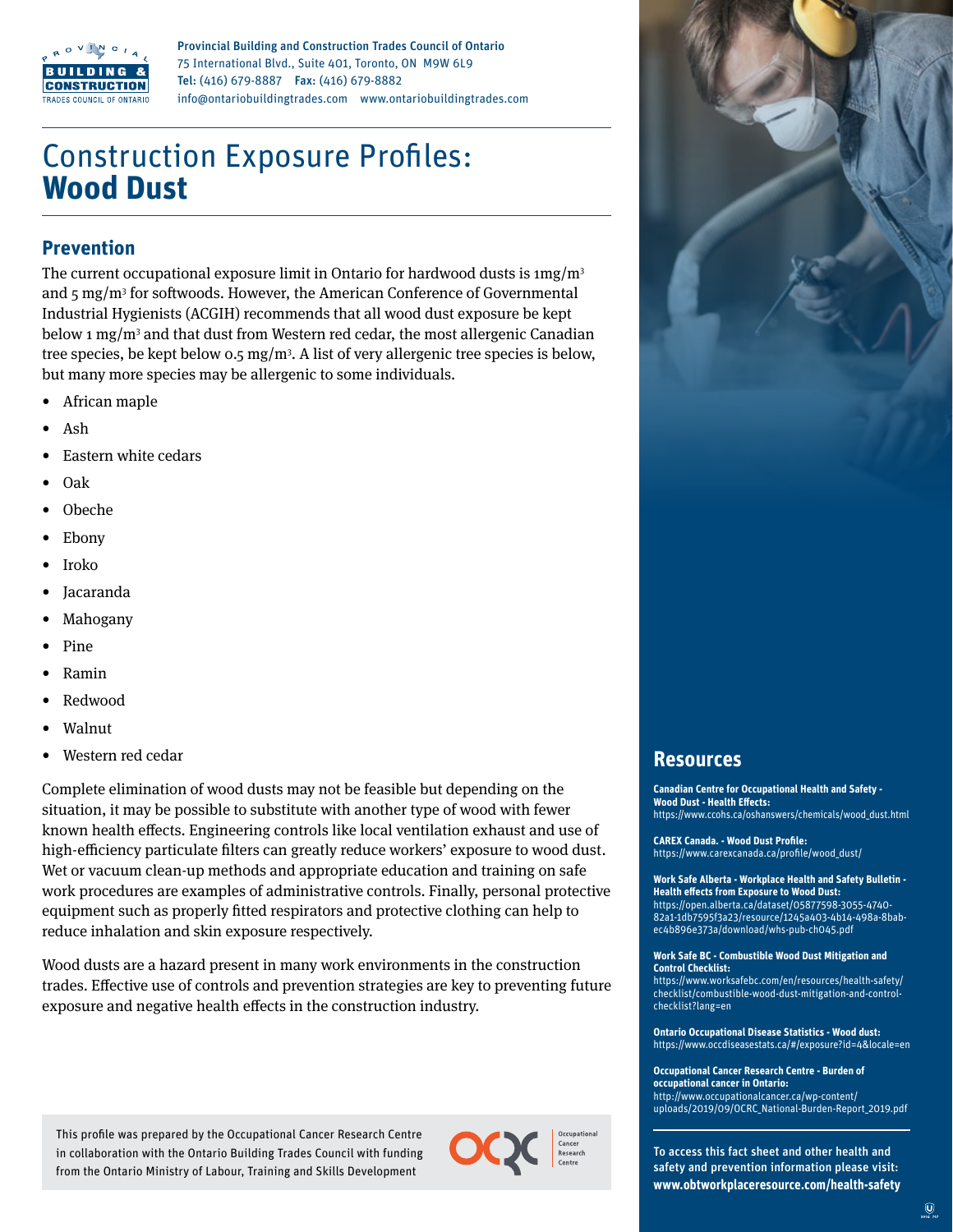Provincial Building and Construction Trades Council of Ontario
75 International Blvd., Suite 401, Toronto, ON M9W 6L9
**Tel:** (416) 679-8887 **Fax:** (416) 679-8882
info@ontariobuildingtrades.com www.ontariobuildingtrades.com

# Construction Exposure Profiles: **Wood Dust**

## Prevention

The current occupational exposure limit in Ontario for hardwood dusts is 1mg/$m^3$ and 5 mg/$m^3$ for softwoods. However, the American Conference of Governmental Industrial Hygienists (ACGIH) recommends that all wood dust exposure be kept below 1 mg/$m^3$ and that dust from Western red cedar, the most allergenic Canadian tree species, be kept below 0.5 mg/$m^3$. A list of very allergenic tree species is below, but many more species may be allergenic to some individuals.

- African maple
- Ash
- Eastern white cedars
- Oak
- Obeche
- Ebony
- Iroko
- Jacaranda
- Mahogany
- Pine
- Ramin
- Redwood
- Walnut
- Western red cedar

Complete elimination of wood dusts may not be feasible but depending on the situation, it may be possible to substitute with another type of wood with fewer known health effects. Engineering controls like local ventilation exhaust and use of high-efficiency particulate filters can greatly reduce workers' exposure to wood dust. Wet or vacuum clean-up methods and appropriate education and training on safe work procedures are examples of administrative controls. Finally, personal protective equipment such as properly fitted respirators and protective clothing can help to reduce inhalation and skin exposure respectively.

Wood dusts are a hazard present in many work environments in the construction trades. Effective use of controls and prevention strategies are key to preventing future exposure and negative health effects in the construction industry.

This profile was prepared by the Occupational Cancer Research Centre in collaboration with the Ontario Building Trades Council with funding from the Ontario Ministry of Labour, Training and Skills Development

## Resources

**Canadian Centre for Occupational Health and Safety - Wood Dust - Health Effects:**
https://www.ccohs.ca/oshanswers/chemicals/wood_dust.html

**CAREX Canada. - Wood Dust Profile:**
https://www.carexcanada.ca/profile/wood_dust/

**Work Safe Alberta - Workplace Health and Safety Bulletin - Health effects from Exposure to Wood Dust:**
https://open.alberta.ca/dataset/05877598-3055-4740-82a1-1db7595f3a23/resource/1245a403-4b14-498a-8bab-ec4b896e373a/download/whs-pub-ch045.pdf

**Work Safe BC - Combustible Wood Dust Mitigation and Control Checklist:**
https://www.worksafebc.com/en/resources/health-safety/checklist/combustible-wood-dust-mitigation-and-control-checklist?lang=en

**Ontario Occupational Disease Statistics - Wood dust:**
https://www.occdiseasestats.ca/#/exposure?id=4&locale=en

**Occupational Cancer Research Centre - Burden of occupational cancer in Ontario:**
http://www.occupationalcancer.ca/wp-content/uploads/2019/09/OCRC_National-Burden-Report_2019.pdf

**To access this fact sheet and other health and safety and prevention information please visit: www.obtworkplaceresource.com/health-safety**